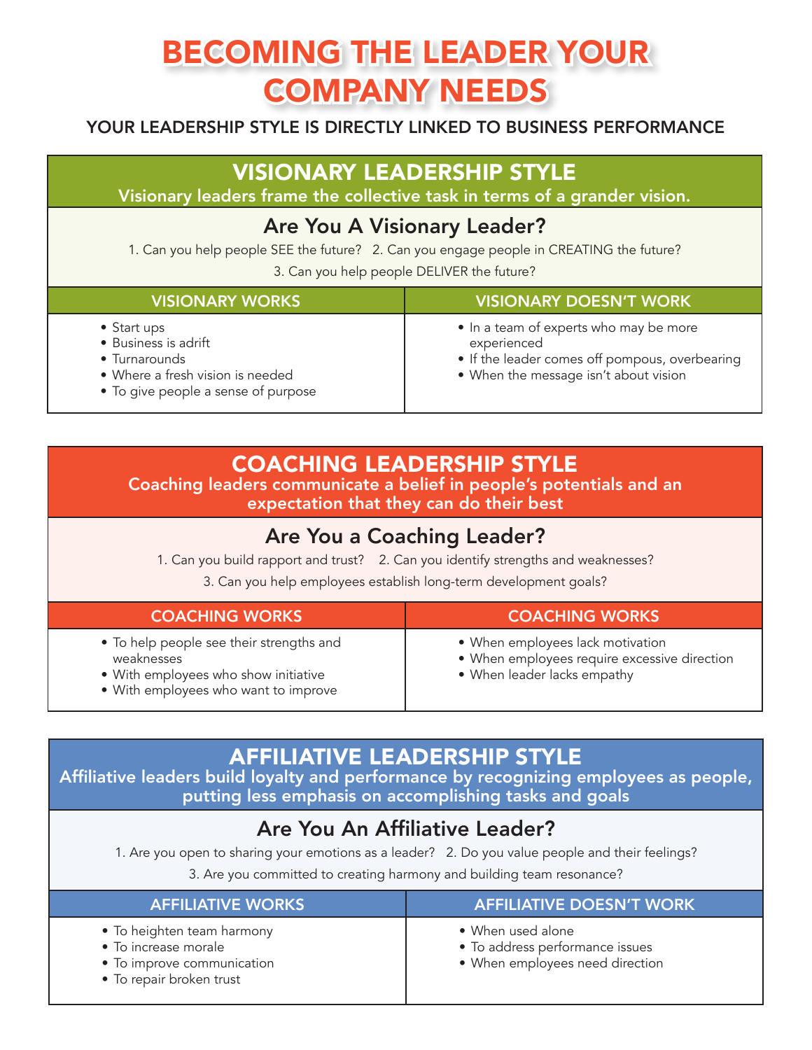# BECOMING THE LEADER YOUR COMPANY NEEDS

**YOUR LEADERSHIP STYLE IS DIRECTLY LINKED TO BUSINESS PERFORMANCE**

## VISIONARY LEADERSHIP STYLE

**Visionary leaders frame the collective task in terms of a grander vision.**

### Are You A Visionary Leader?

1. Can you help people SEE the future?
2. Can you engage people in CREATING the future?
3. Can you help people DELIVER the future?

| VISIONARY WORKS | VISIONARY DOESN'T WORK |
|---|---|
| • Start ups<br>• Business is adrift<br>• Turnarounds<br>• Where a fresh vision is needed<br>• To give people a sense of purpose | • In a team of experts who may be more experienced<br>• If the leader comes off pompous, overbearing<br>• When the message isn't about vision |

## COACHING LEADERSHIP STYLE

**Coaching leaders communicate a belief in people's potentials and an expectation that they can do their best**

### Are You a Coaching Leader?

1. Can you build rapport and trust?
2. Can you identify strengths and weaknesses?
3. Can you help employees establish long-term development goals?

| COACHING WORKS | COACHING WORKS |
|---|---|
| • To help people see their strengths and weaknesses<br>• With employees who show initiative<br>• With employees who want to improve | • When employees lack motivation<br>• When employees require excessive direction<br>• When leader lacks empathy |

## AFFILIATIVE LEADERSHIP STYLE

**Affiliative leaders build loyalty and performance by recognizing employees as people, putting less emphasis on accomplishing tasks and goals**

### Are You An Affiliative Leader?

1. Are you open to sharing your emotions as a leader?
2. Do you value people and their feelings?
3. Are you committed to creating harmony and building team resonance?

| AFFILIATIVE WORKS | AFFILIATIVE DOESN'T WORK |
|---|---|
| • To heighten team harmony<br>• To increase morale<br>• To improve communication<br>• To repair broken trust | • When used alone<br>• To address performance issues<br>• When employees need direction |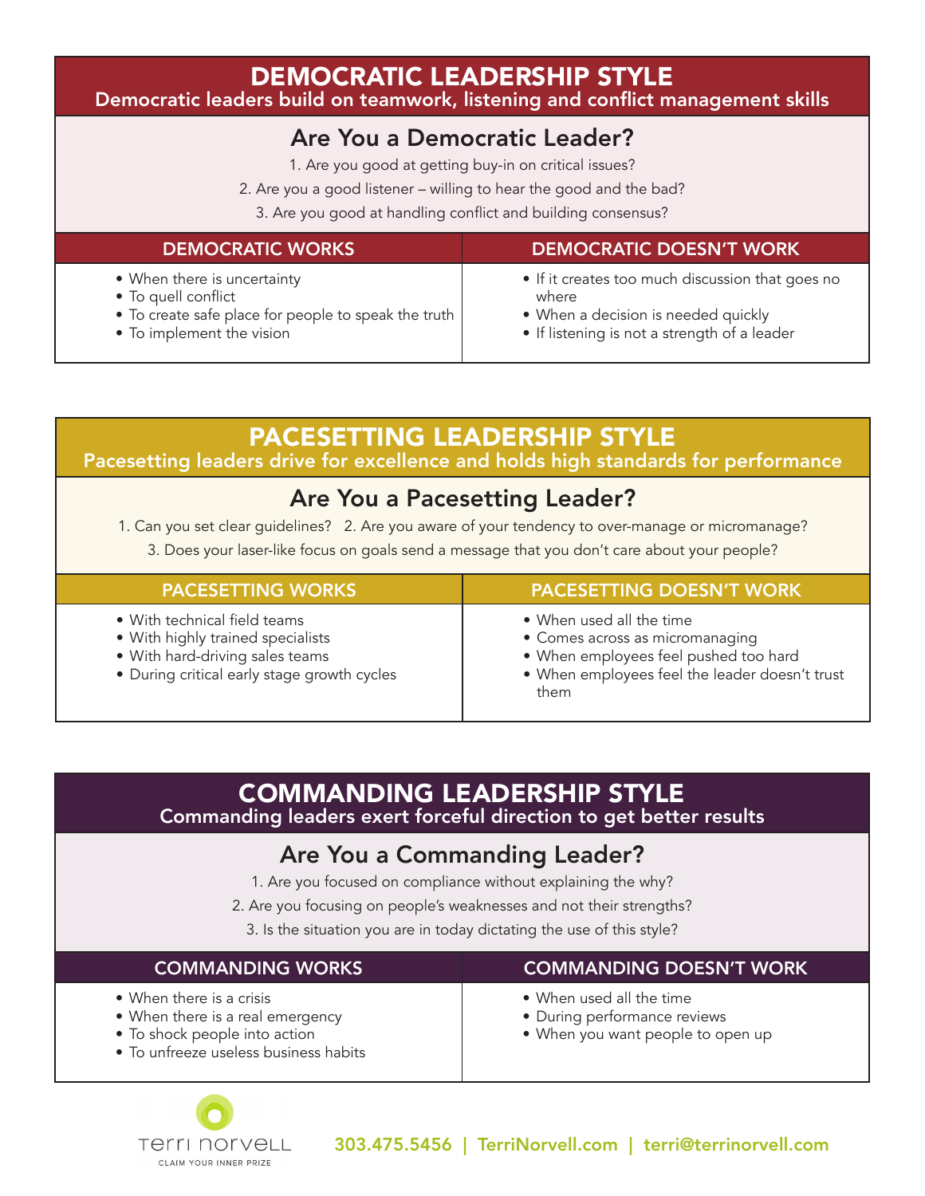## DEMOCRATIC LEADERSHIP STYLE

**Democratic leaders build on teamwork, listening and conflict management skills**

### Are You a Democratic Leader?

1. Are you good at getting buy-in on critical issues?
2. Are you a good listener – willing to hear the good and the bad?
3. Are you good at handling conflict and building consensus?

| DEMOCRATIC WORKS | DEMOCRATIC DOESN'T WORK |
|---|---|
| • When there is uncertainty<br>• To quell conflict<br>• To create safe place for people to speak the truth<br>• To implement the vision | • If it creates too much discussion that goes no where<br>• When a decision is needed quickly<br>• If listening is not a strength of a leader |

## PACESETTING LEADERSHIP STYLE

**Pacesetting leaders drive for excellence and holds high standards for performance**

### Are You a Pacesetting Leader?

1. Can you set clear guidelines? 2. Are you aware of your tendency to over-manage or micromanage?
3. Does your laser-like focus on goals send a message that you don't care about your people?

| PACESETTING WORKS | PACESETTING DOESN'T WORK |
|---|---|
| • With technical field teams<br>• With highly trained specialists<br>• With hard-driving sales teams<br>• During critical early stage growth cycles | • When used all the time<br>• Comes across as micromanaging<br>• When employees feel pushed too hard<br>• When employees feel the leader doesn't trust them |

## COMMANDING LEADERSHIP STYLE

**Commanding leaders exert forceful direction to get better results**

### Are You a Commanding Leader?

1. Are you focused on compliance without explaining the why?
2. Are you focusing on people's weaknesses and not their strengths?
3. Is the situation you are in today dictating the use of this style?

| COMMANDING WORKS | COMMANDING DOESN'T WORK |
|---|---|
| • When there is a crisis<br>• When there is a real emergency<br>• To shock people into action<br>• To unfreeze useless business habits | • When used all the time<br>• During performance reviews<br>• When you want people to open up |

terri norvell
CLAIM YOUR INNER PRIZE

303.475.5456 | TerriNorvell.com | terri@terrinorvell.com